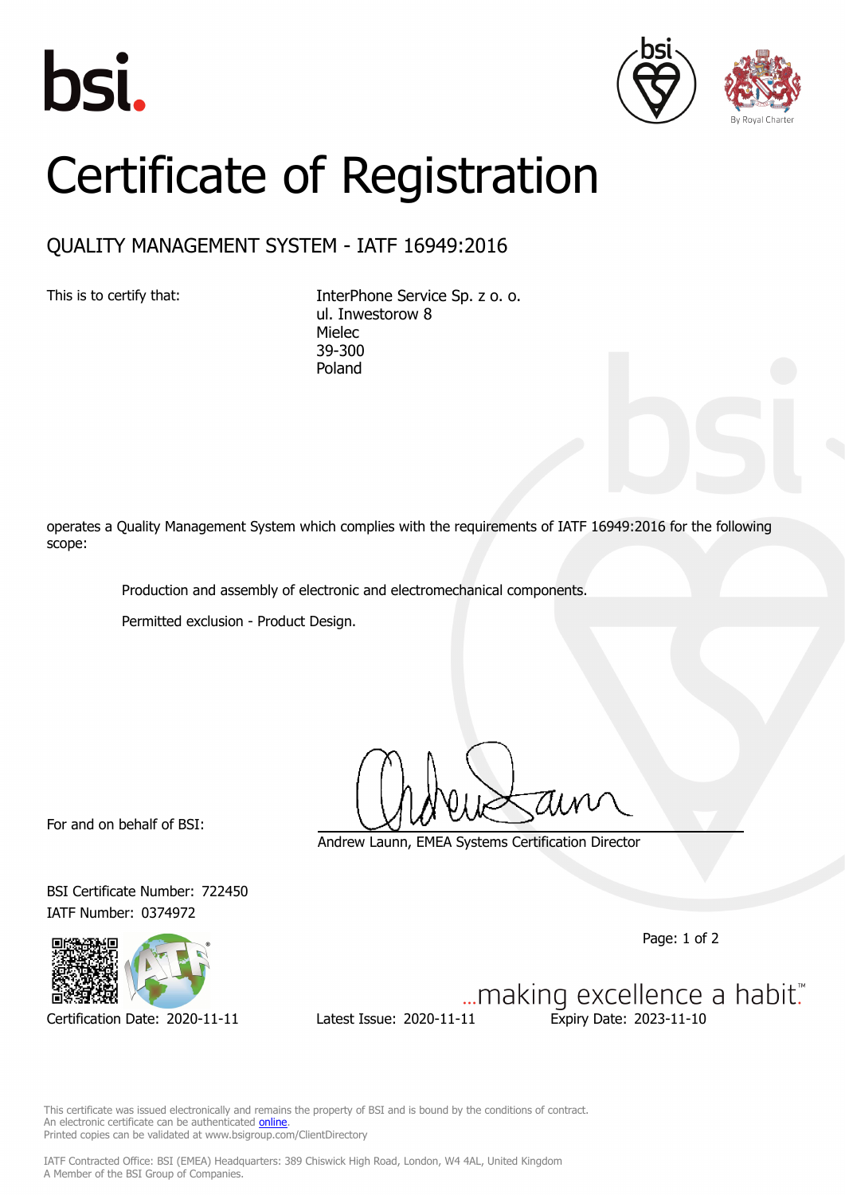bsi.

# Certificate of Registration

## QUALITY MANAGEMENT SYSTEM - IATF 16949:2016

This is to certify that:

InterPhone Service Sp. z o. o.
ul. Inwestorow 8
Mielec
39-300
Poland

operates a Quality Management System which complies with the requirements of IATF 16949:2016 for the following scope:

Production and assembly of electronic and electromechanical components.

Permitted exclusion - Product Design.

For and on behalf of BSI:

Andrew Launn, EMEA Systems Certification Director

BSI Certificate Number: 722450
IATF Number: 0374972

Certification Date: 2020-11-11 Latest Issue: 2020-11-11 Expiry Date: 2023-11-10

...making excellence a habit.™

This certificate was issued electronically and remains the property of BSI and is bound by the conditions of contract.
An electronic certificate can be authenticated online.
Printed copies can be validated at www.bsigroup.com/ClientDirectory

IATF Contracted Office: BSI (EMEA) Headquarters: 389 Chiswick High Road, London, W4 4AL, United Kingdom
A Member of the BSI Group of Companies.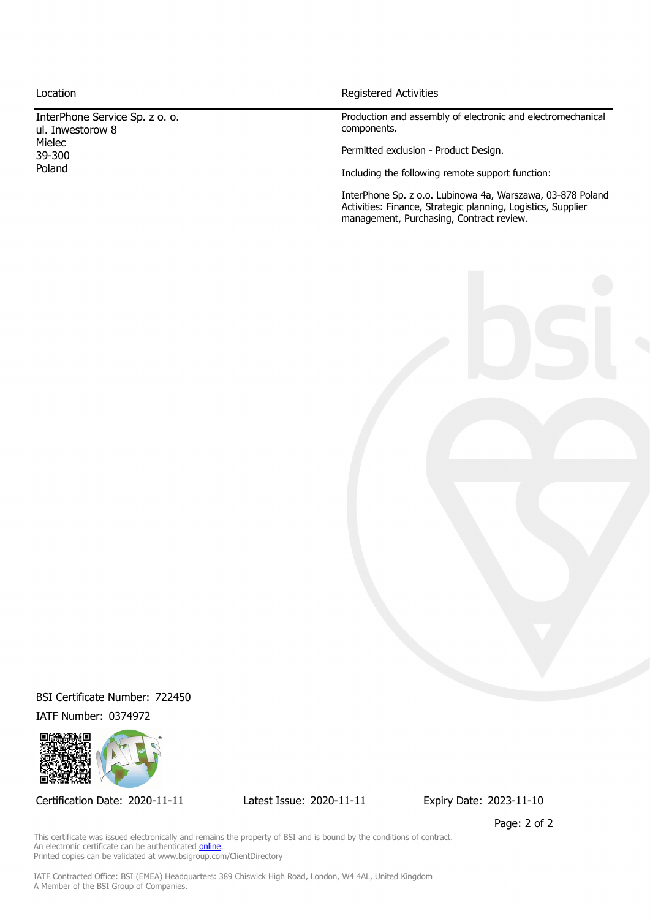| Location | Registered Activities |
| --- | --- |
| InterPhone Service Sp. z o. o.<br>ul. Inwestorow 8<br>Mielec<br>39-300<br>Poland | Production and assembly of electronic and electromechanical components.<br><br>Permitted exclusion - Product Design.<br><br>Including the following remote support function:<br><br>InterPhone Sp. z o.o. Lubinowa 4a, Warszawa, 03-878 Poland<br>Activities: Finance, Strategic planning, Logistics, Supplier management, Purchasing, Contract review. |

BSI Certificate Number: 722450

IATF Number: 0374972

Certification Date: 2020-11-11 Latest Issue: 2020-11-11 Expiry Date: 2023-11-10

This certificate was issued electronically and remains the property of BSI and is bound by the conditions of contract.
An electronic certificate can be authenticated online.
Printed copies can be validated at www.bsigroup.com/ClientDirectory

IATF Contracted Office: BSI (EMEA) Headquarters: 389 Chiswick High Road, London, W4 4AL, United Kingdom
A Member of the BSI Group of Companies.